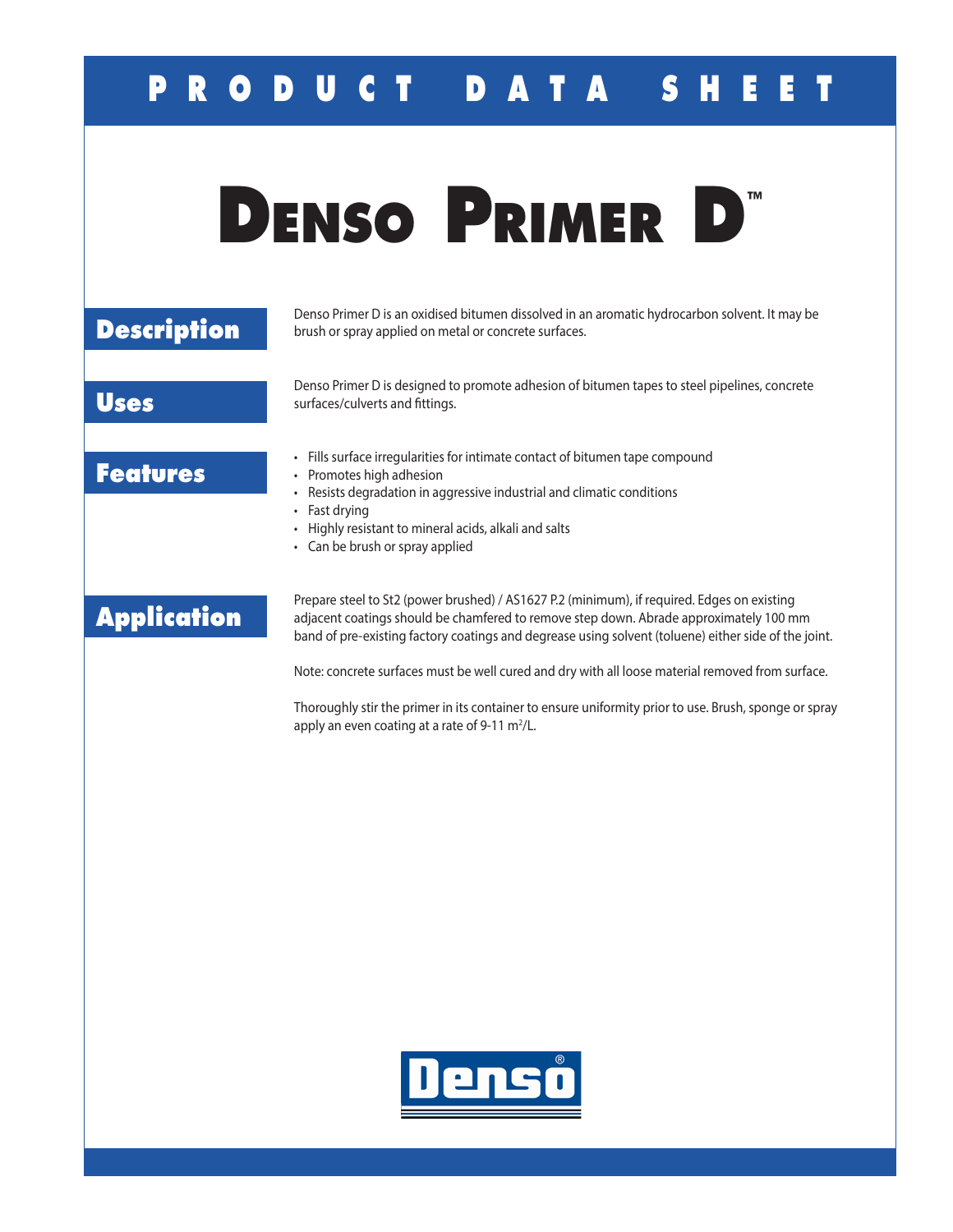# PRODUCT DATA SHEET

# Denso Primer D™

## Description

Denso Primer D is an oxidised bitumen dissolved in an aromatic hydrocarbon solvent. It may be brush or spray applied on metal or concrete surfaces.

## Uses

Denso Primer D is designed to promote adhesion of bitumen tapes to steel pipelines, concrete surfaces/culverts and fittings.

## Features

- Fills surface irregularities for intimate contact of bitumen tape compound
- Promotes high adhesion
- Resists degradation in aggressive industrial and climatic conditions
- Fast drying
- Highly resistant to mineral acids, alkali and salts
- Can be brush or spray applied

## Application

Prepare steel to St2 (power brushed) / AS1627 P.2 (minimum), if required. Edges on existing adjacent coatings should be chamfered to remove step down. Abrade approximately 100 mm band of pre-existing factory coatings and degrease using solvent (toluene) either side of the joint.

Note: concrete surfaces must be well cured and dry with all loose material removed from surface.

Thoroughly stir the primer in its container to ensure uniformity prior to use. Brush, sponge or spray apply an even coating at a rate of 9-11 $m^2$/L.

Denso®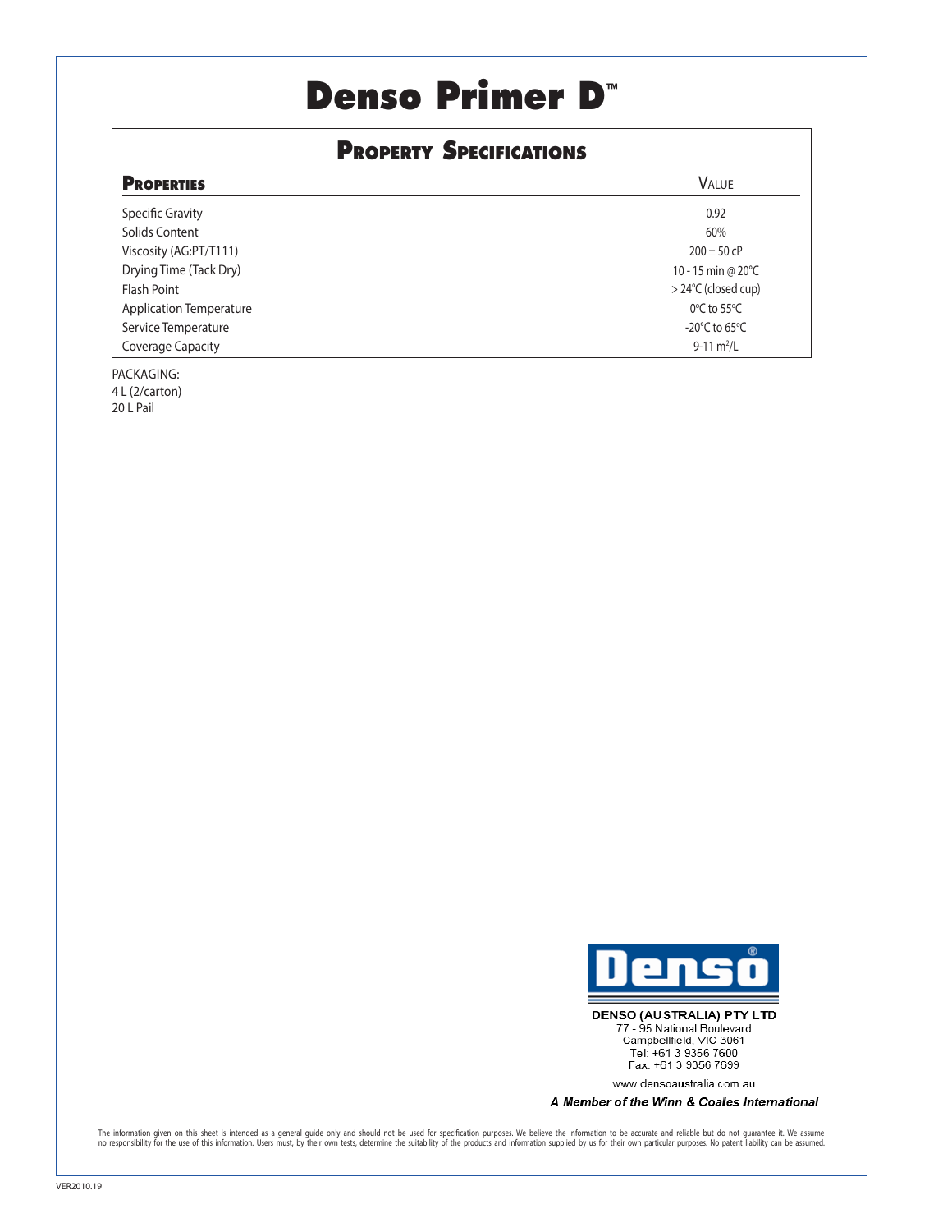# Denso Primer D™

## Property Specifications

| Properties | Value |
|---|---|
| Specific Gravity | 0.92 |
| Solids Content | 60% |
| Viscosity (AG:PT/T111) | 200 ± 50 cP |
| Drying Time (Tack Dry) | 10 - 15 min @ 20°C |
| Flash Point | > 24°C (closed cup) |
| Application Temperature | 0°C to 55°C |
| Service Temperature | -20°C to 65°C |
| Coverage Capacity | 9-11 $m^2$/L |

PACKAGING:
4 L (2/carton)
20 L Pail

Denso®

**DENSO (AUSTRALIA) PTY LTD**
77 - 95 National Boulevard
Campbellfield, VIC 3061
Tel: +61 3 9356 7600
Fax: +61 3 9356 7699

www.densoaustralia.com.au

***A Member of the Winn & Coales International***

The information given on this sheet is intended as a general guide only and should not be used for specification purposes. We believe the information to be accurate and reliable but do not guarantee it. We assume no responsibility for the use of this information. Users must, by their own tests, determine the suitability of the products and information supplied by us for their own particular purposes. No patent liability can be assumed.

VER2010.19